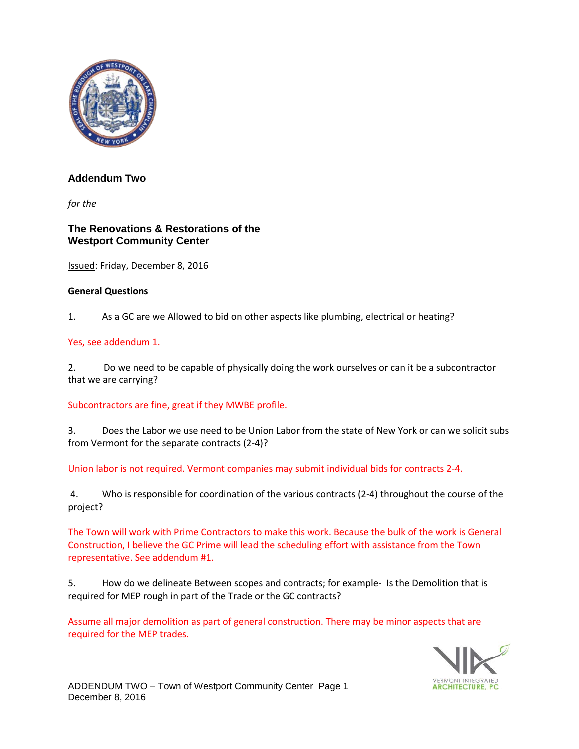## Addendum Two

*for the*

### The Renovations & Restorations of the Westport Community Center

Issued: Friday, December 8, 2016

**General Questions**

1. As a GC are we Allowed to bid on other aspects like plumbing, electrical or heating?

Yes, see addendum 1.

2. Do we need to be capable of physically doing the work ourselves or can it be a subcontractor that we are carrying?

Subcontractors are fine, great if they MWBE profile.

3. Does the Labor we use need to be Union Labor from the state of New York or can we solicit subs from Vermont for the separate contracts (2-4)?

Union labor is not required. Vermont companies may submit individual bids for contracts 2-4.

4. Who is responsible for coordination of the various contracts (2-4) throughout the course of the project?

The Town will work with Prime Contractors to make this work. Because the bulk of the work is General Construction, I believe the GC Prime will lead the scheduling effort with assistance from the Town representative. See addendum #1.

5. How do we delineate Between scopes and contracts; for example- Is the Demolition that is required for MEP rough in part of the Trade or the GC contracts?

Assume all major demolition as part of general construction. There may be minor aspects that are required for the MEP trades.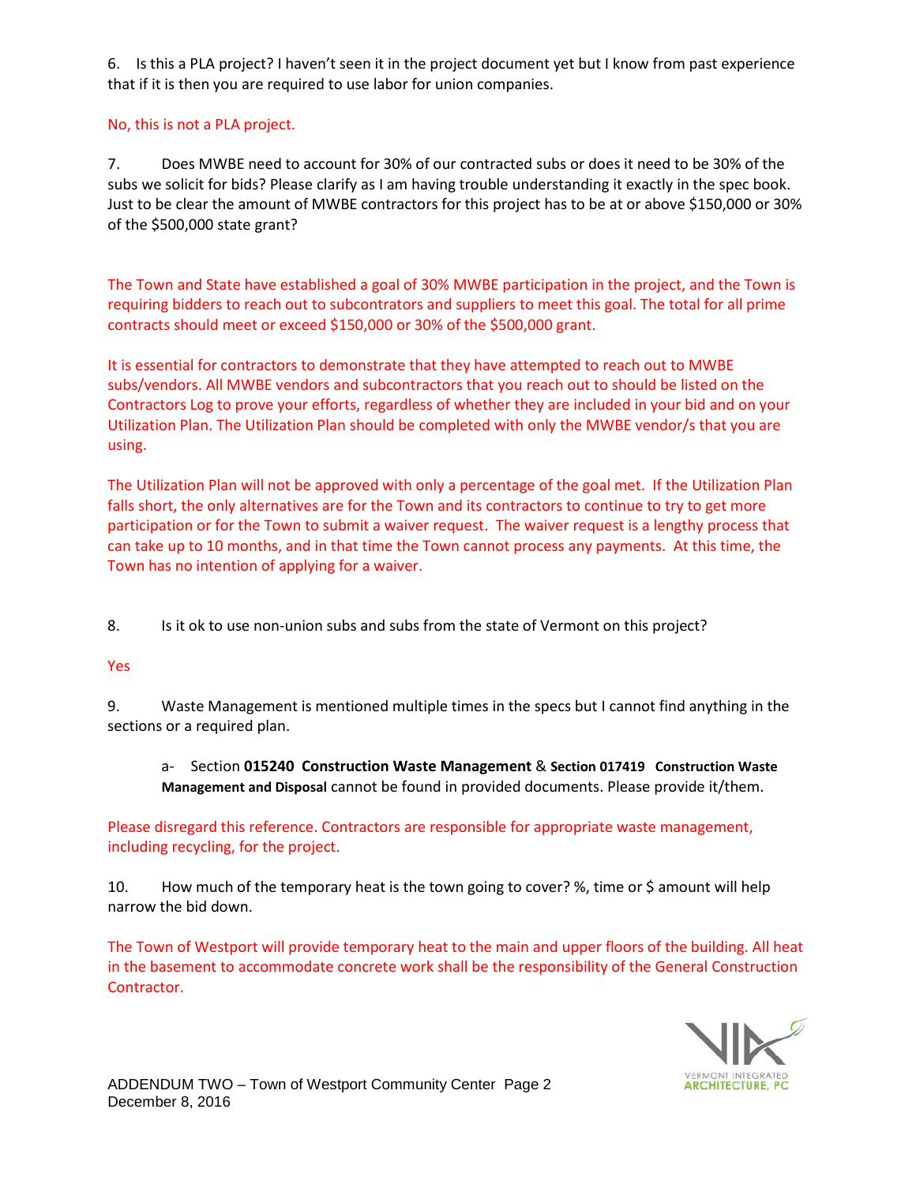6. Is this a PLA project? I haven't seen it in the project document yet but I know from past experience that if it is then you are required to use labor for union companies.

No, this is not a PLA project.

7. Does MWBE need to account for 30% of our contracted subs or does it need to be 30% of the subs we solicit for bids? Please clarify as I am having trouble understanding it exactly in the spec book. Just to be clear the amount of MWBE contractors for this project has to be at or above $150,000 or 30% of the $500,000 state grant?

The Town and State have established a goal of 30% MWBE participation in the project, and the Town is requiring bidders to reach out to subcontrators and suppliers to meet this goal. The total for all prime contracts should meet or exceed $150,000 or 30% of the $500,000 grant.

It is essential for contractors to demonstrate that they have attempted to reach out to MWBE subs/vendors. All MWBE vendors and subcontractors that you reach out to should be listed on the Contractors Log to prove your efforts, regardless of whether they are included in your bid and on your Utilization Plan. The Utilization Plan should be completed with only the MWBE vendor/s that you are using.

The Utilization Plan will not be approved with only a percentage of the goal met. If the Utilization Plan falls short, the only alternatives are for the Town and its contractors to continue to try to get more participation or for the Town to submit a waiver request. The waiver request is a lengthy process that can take up to 10 months, and in that time the Town cannot process any payments. At this time, the Town has no intention of applying for a waiver.

8. Is it ok to use non-union subs and subs from the state of Vermont on this project?

Yes

9. Waste Management is mentioned multiple times in the specs but I cannot find anything in the sections or a required plan.

a- Section **015240 Construction Waste Management** & **Section 017419 Construction Waste Management and Disposal** cannot be found in provided documents. Please provide it/them.

Please disregard this reference. Contractors are responsible for appropriate waste management, including recycling, for the project.

10. How much of the temporary heat is the town going to cover? %, time or $ amount will help narrow the bid down.

The Town of Westport will provide temporary heat to the main and upper floors of the building. All heat in the basement to accommodate concrete work shall be the responsibility of the General Construction Contractor.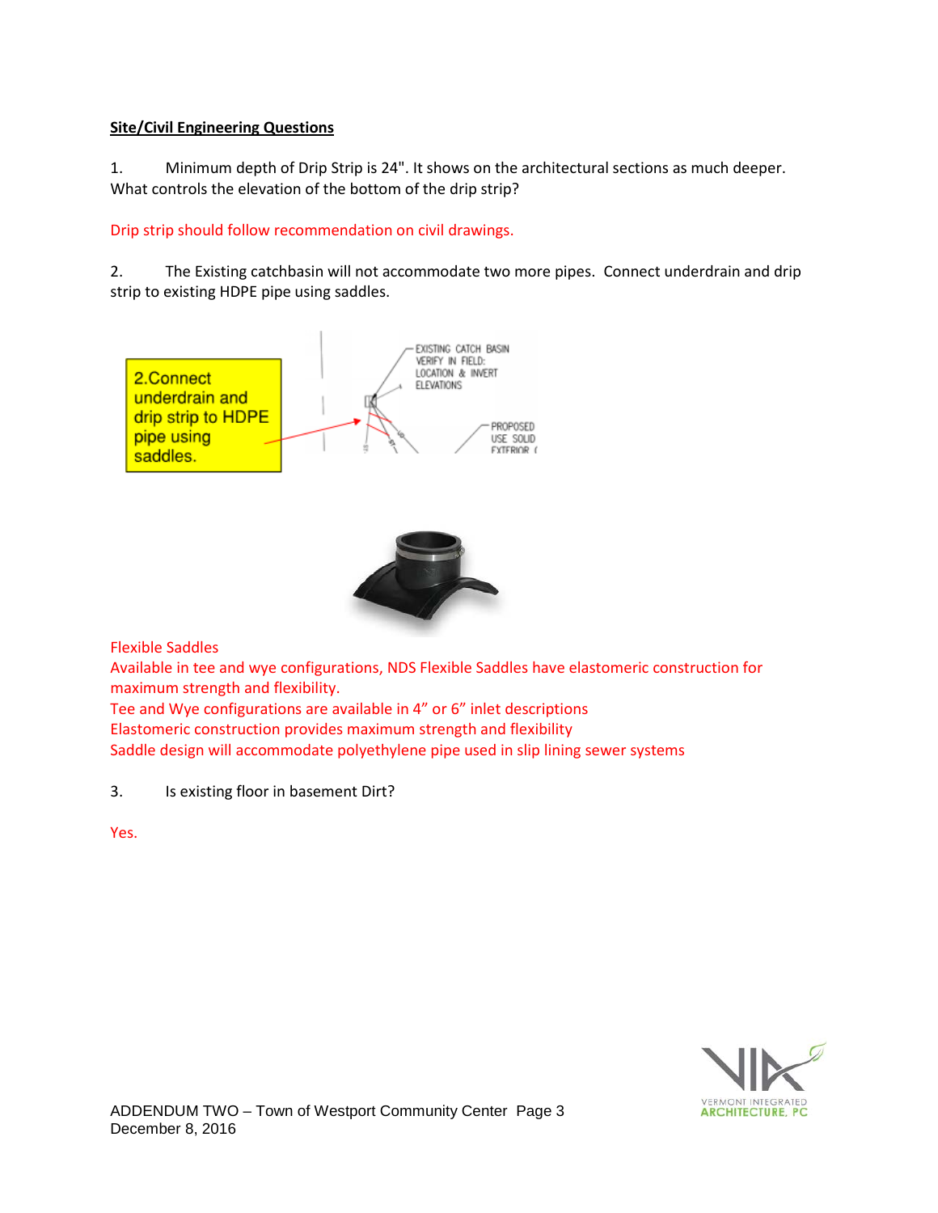**Site/Civil Engineering Questions**

1. Minimum depth of Drip Strip is 24". It shows on the architectural sections as much deeper. What controls the elevation of the bottom of the drip strip?

Drip strip should follow recommendation on civil drawings.

2. The Existing catchbasin will not accommodate two more pipes. Connect underdrain and drip strip to existing HDPE pipe using saddles.

Flexible Saddles

Available in tee and wye configurations, NDS Flexible Saddles have elastomeric construction for maximum strength and flexibility.

Tee and Wye configurations are available in 4" or 6" inlet descriptions

Elastomeric construction provides maximum strength and flexibility

Saddle design will accommodate polyethylene pipe used in slip lining sewer systems

3. Is existing floor in basement Dirt?

Yes.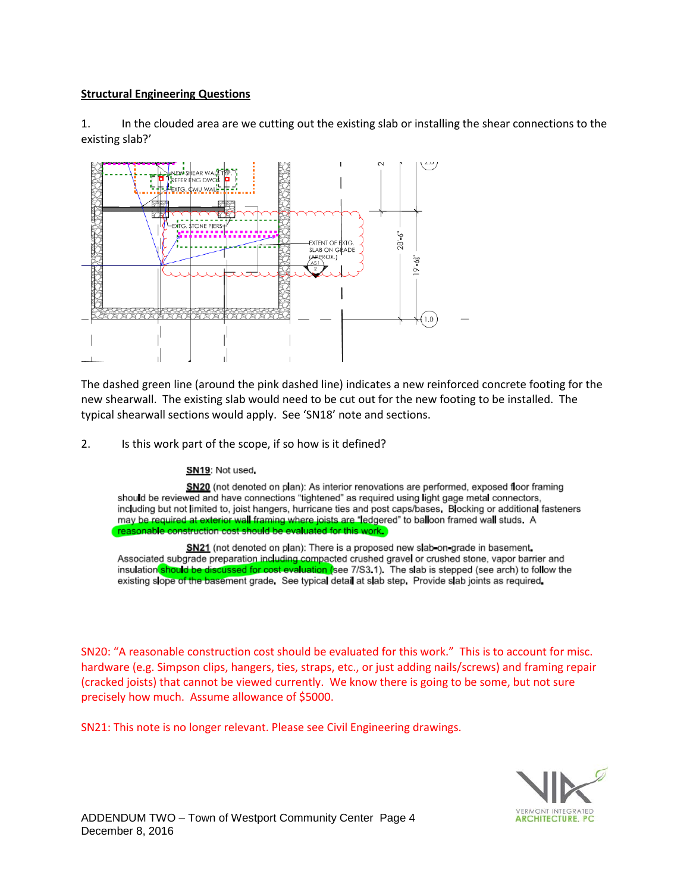**Structural Engineering Questions**

1. In the clouded area are we cutting out the existing slab or installing the shear connections to the existing slab?'

The dashed green line (around the pink dashed line) indicates a new reinforced concrete footing for the new shearwall. The existing slab would need to be cut out for the new footing to be installed. The typical shearwall sections would apply. See 'SN18' note and sections.

2. Is this work part of the scope, if so how is it defined?

**SN19**: Not used.

**SN20** (not denoted on plan): As interior renovations are performed, exposed floor framing should be reviewed and have connections "tightened" as required using light gage metal connectors, including but not limited to, joist hangers, hurricane ties and post caps/bases. Blocking or additional fasteners may be required at exterior wall framing where joists are "ledgered" to balloon framed wall studs. A reasonable construction cost should be evaluated for this work.

**SN21** (not denoted on plan): There is a proposed new slab-on-grade in basement. Associated subgrade preparation including compacted crushed gravel or crushed stone, vapor barrier and insulation should be discussed for cost evaluation (see 7/S3.1). The slab is stepped (see arch) to follow the existing slope of the basement grade. See typical detail at slab step. Provide slab joints as required.

SN20: "A reasonable construction cost should be evaluated for this work." This is to account for misc. hardware (e.g. Simpson clips, hangers, ties, straps, etc., or just adding nails/screws) and framing repair (cracked joists) that cannot be viewed currently. We know there is going to be some, but not sure precisely how much. Assume allowance of $5000.

SN21: This note is no longer relevant. Please see Civil Engineering drawings.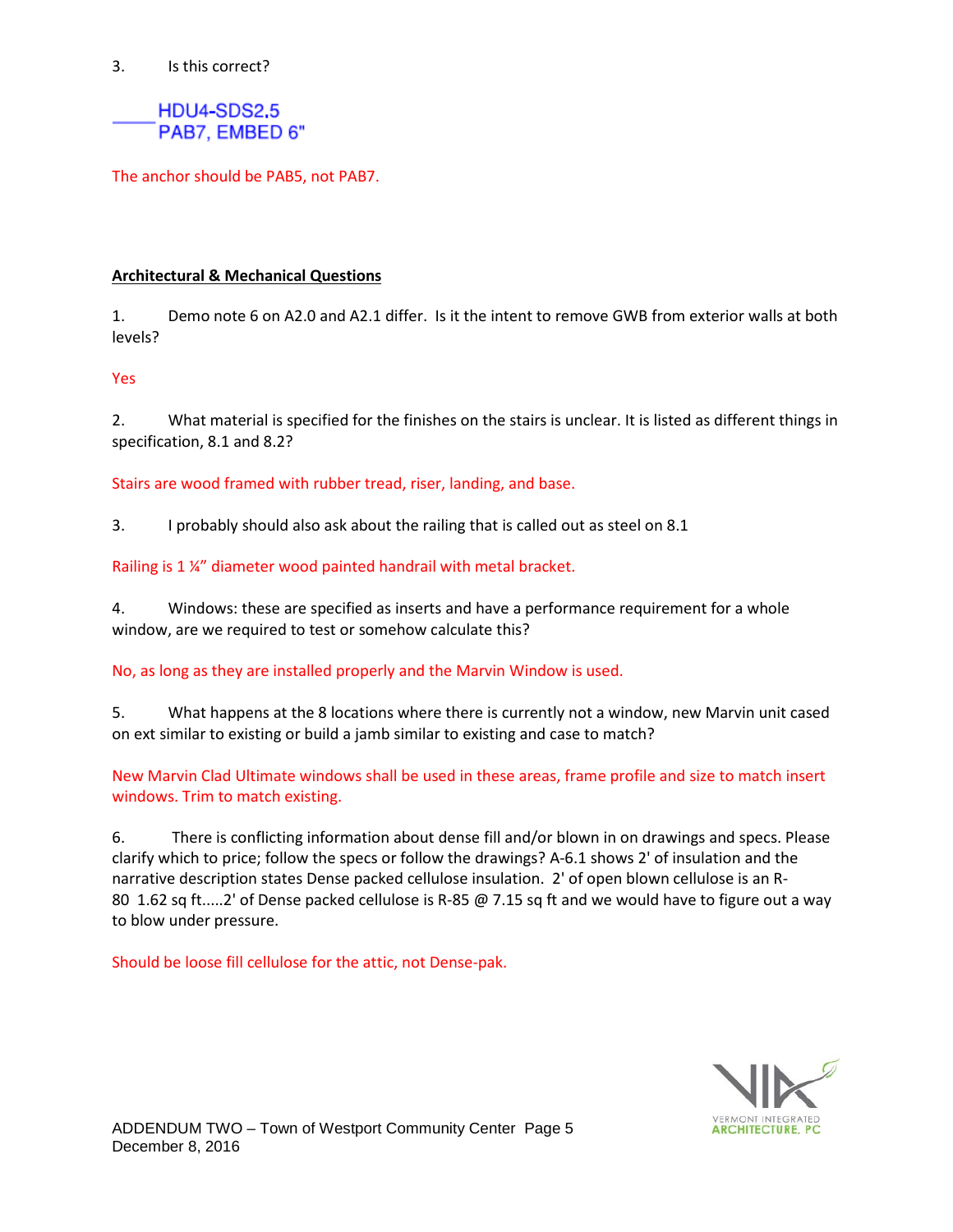3. Is this correct?

HDU4-SDS2.5
PAB7, EMBED 6"

The anchor should be PAB5, not PAB7.

**Architectural & Mechanical Questions**

1. Demo note 6 on A2.0 and A2.1 differ. Is it the intent to remove GWB from exterior walls at both levels?

Yes

2. What material is specified for the finishes on the stairs is unclear. It is listed as different things in specification, 8.1 and 8.2?

Stairs are wood framed with rubber tread, riser, landing, and base.

3. I probably should also ask about the railing that is called out as steel on 8.1

Railing is 1 ¼" diameter wood painted handrail with metal bracket.

4. Windows: these are specified as inserts and have a performance requirement for a whole window, are we required to test or somehow calculate this?

No, as long as they are installed properly and the Marvin Window is used.

5. What happens at the 8 locations where there is currently not a window, new Marvin unit cased on ext similar to existing or build a jamb similar to existing and case to match?

New Marvin Clad Ultimate windows shall be used in these areas, frame profile and size to match insert windows. Trim to match existing.

6. There is conflicting information about dense fill and/or blown in on drawings and specs. Please clarify which to price; follow the specs or follow the drawings? A-6.1 shows 2' of insulation and the narrative description states Dense packed cellulose insulation. 2' of open blown cellulose is an R-80 1.62 sq ft.....2' of Dense packed cellulose is R-85 @ 7.15 sq ft and we would have to figure out a way to blow under pressure.

Should be loose fill cellulose for the attic, not Dense-pak.

ADDENDUM TWO – Town of Westport Community Center Page 5
December 8, 2016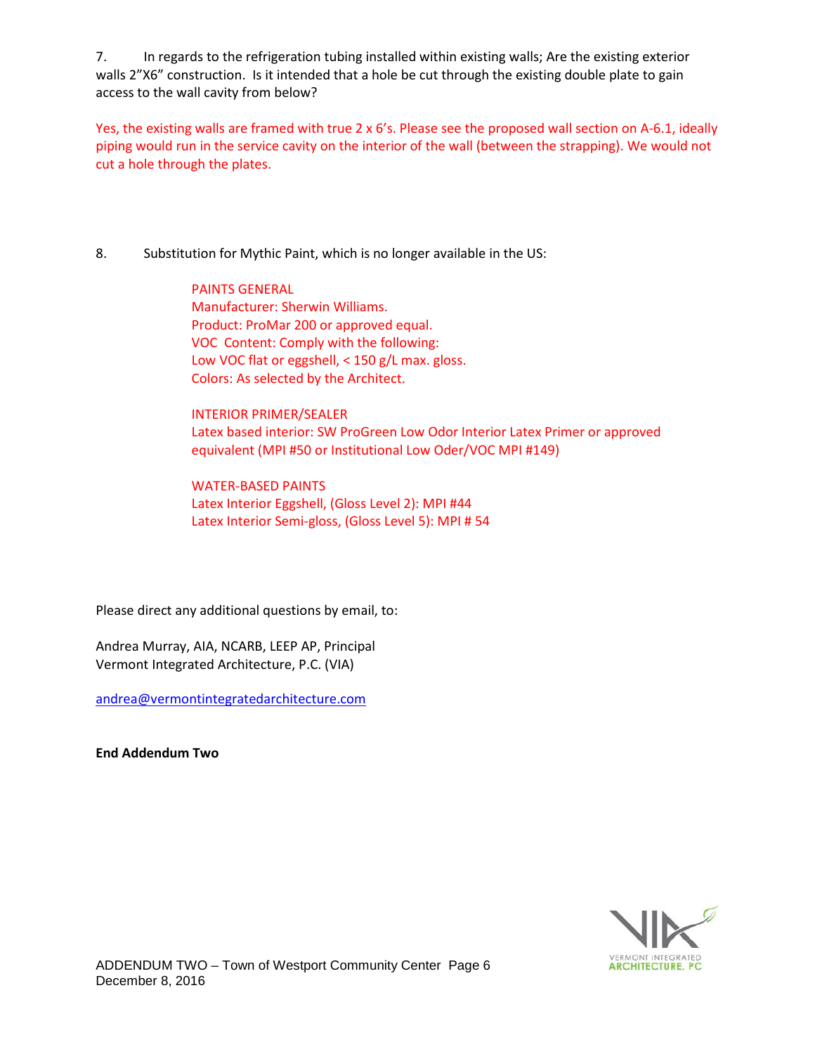7. In regards to the refrigeration tubing installed within existing walls; Are the existing exterior walls 2"X6" construction. Is it intended that a hole be cut through the existing double plate to gain access to the wall cavity from below?

Yes, the existing walls are framed with true 2 x 6's. Please see the proposed wall section on A-6.1, ideally piping would run in the service cavity on the interior of the wall (between the strapping). We would not cut a hole through the plates.

8. Substitution for Mythic Paint, which is no longer available in the US:

PAINTS GENERAL
Manufacturer: Sherwin Williams.
Product: ProMar 200 or approved equal.
VOC Content: Comply with the following:
Low VOC flat or eggshell, < 150 g/L max. gloss.
Colors: As selected by the Architect.

INTERIOR PRIMER/SEALER
Latex based interior: SW ProGreen Low Odor Interior Latex Primer or approved equivalent (MPI #50 or Institutional Low Oder/VOC MPI #149)

WATER-BASED PAINTS
Latex Interior Eggshell, (Gloss Level 2): MPI #44
Latex Interior Semi-gloss, (Gloss Level 5): MPI # 54

Please direct any additional questions by email, to:

Andrea Murray, AIA, NCARB, LEEP AP, Principal
Vermont Integrated Architecture, P.C. (VIA)

andrea@vermontintegratedarchitecture.com

**End Addendum Two**